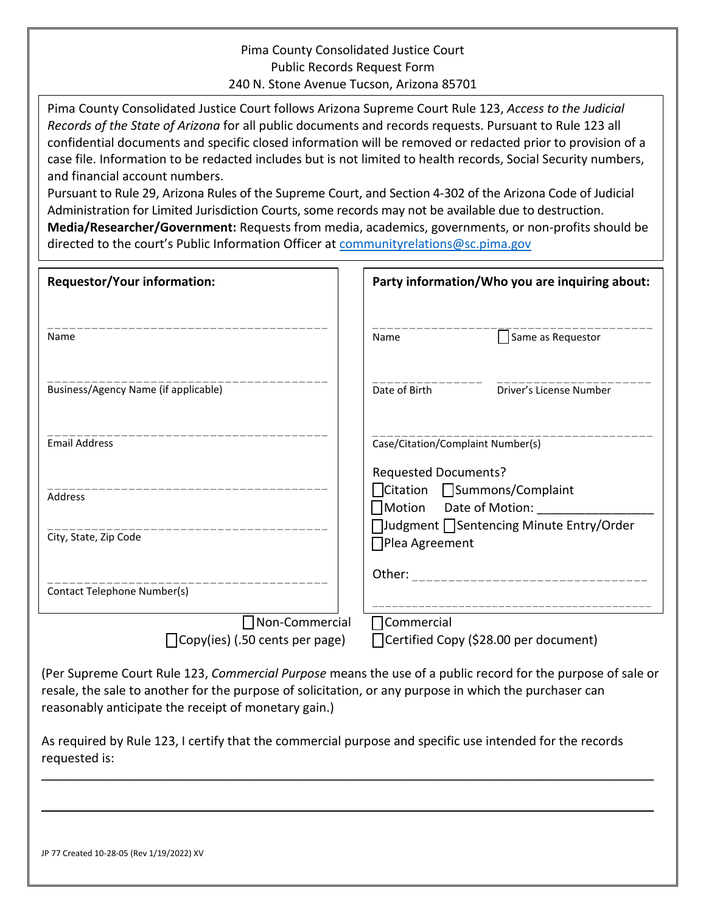Pima County Consolidated Justice Court
Public Records Request Form
240 N. Stone Avenue Tucson, Arizona 85701

Pima County Consolidated Justice Court follows Arizona Supreme Court Rule 123, *Access to the Judicial Records of the State of Arizona* for all public documents and records requests. Pursuant to Rule 123 all confidential documents and specific closed information will be removed or redacted prior to provision of a case file. Information to be redacted includes but is not limited to health records, Social Security numbers, and financial account numbers.
Pursuant to Rule 29, Arizona Rules of the Supreme Court, and Section 4-302 of the Arizona Code of Judicial Administration for Limited Jurisdiction Courts, some records may not be available due to destruction.
**Media/Researcher/Government:** Requests from media, academics, governments, or non-profits should be directed to the court's Public Information Officer at communityrelations@sc.pima.gov

**Requestor/Your information:**

_______________________________________
Name

_______________________________________
Business/Agency Name (if applicable)

_______________________________________
Email Address

_______________________________________
Address

_______________________________________
City, State, Zip Code

_______________________________________
Contact Telephone Number(s)

**Party information/Who you are inquiring about:**

_______________________________________
Name ☐ Same as Requestor

_______________ _______________________
Date of Birth Driver's License Number

_______________________________________
Case/Citation/Complaint Number(s)

Requested Documents?
☐ Citation ☐ Summons/Complaint
☐ Motion Date of Motion: _________________
☐ Judgment ☐ Sentencing Minute Entry/Order
☐ Plea Agreement

Other: ________________________________

_______________________________________

☐ Non-Commercial ☐ Commercial
☐ Copy(ies) (.50 cents per page) ☐ Certified Copy ($28.00 per document)

(Per Supreme Court Rule 123, *Commercial Purpose* means the use of a public record for the purpose of sale or resale, the sale to another for the purpose of solicitation, or any purpose in which the purchaser can reasonably anticipate the receipt of monetary gain.)

As required by Rule 123, I certify that the commercial purpose and specific use intended for the records requested is:

___________________________________________________________________________

___________________________________________________________________________

JP 77 Created 10-28-05 (Rev 1/19/2022) XV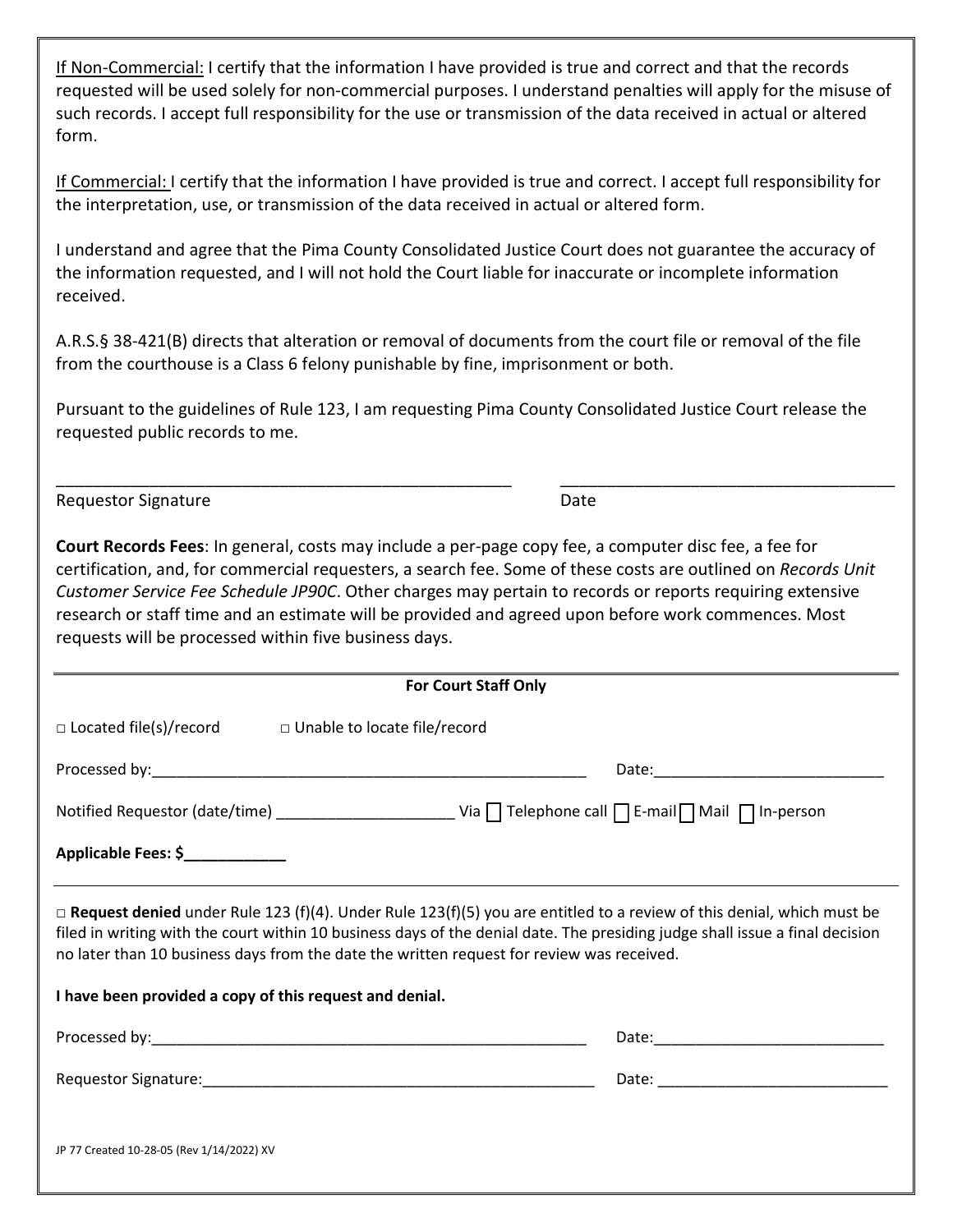If Non-Commercial: I certify that the information I have provided is true and correct and that the records requested will be used solely for non-commercial purposes. I understand penalties will apply for the misuse of such records. I accept full responsibility for the use or transmission of the data received in actual or altered form.

If Commercial: I certify that the information I have provided is true and correct. I accept full responsibility for the interpretation, use, or transmission of the data received in actual or altered form.

I understand and agree that the Pima County Consolidated Justice Court does not guarantee the accuracy of the information requested, and I will not hold the Court liable for inaccurate or incomplete information received.

A.R.S.§ 38-421(B) directs that alteration or removal of documents from the court file or removal of the file from the courthouse is a Class 6 felony punishable by fine, imprisonment or both.

Pursuant to the guidelines of Rule 123, I am requesting Pima County Consolidated Justice Court release the requested public records to me.

_____________________________________________________ _____________________________________

Requestor Signature Date

**Court Records Fees**: In general, costs may include a per-page copy fee, a computer disc fee, a fee for certification, and, for commercial requesters, a search fee. Some of these costs are outlined on *Records Unit Customer Service Fee Schedule JP90C*. Other charges may pertain to records or reports requiring extensive research or staff time and an estimate will be provided and agreed upon before work commences. Most requests will be processed within five business days.

---

**For Court Staff Only**

□ Located file(s)/record □ Unable to locate file/record

Processed by:_____________________________________________________ Date:___________________________

Notified Requestor (date/time) _____________________ Via ☐ Telephone call ☐ E-mail ☐ Mail ☐ In-person

**Applicable Fees: $____________**

---

□ **Request denied** under Rule 123 (f)(4). Under Rule 123(f)(5) you are entitled to a review of this denial, which must be filed in writing with the court within 10 business days of the denial date. The presiding judge shall issue a final decision no later than 10 business days from the date the written request for review was received.

**I have been provided a copy of this request and denial.**

Processed by:_____________________________________________________ Date:___________________________

Requestor Signature:________________________________________________ Date: ___________________________

JP 77 Created 10-28-05 (Rev 1/14/2022) XV